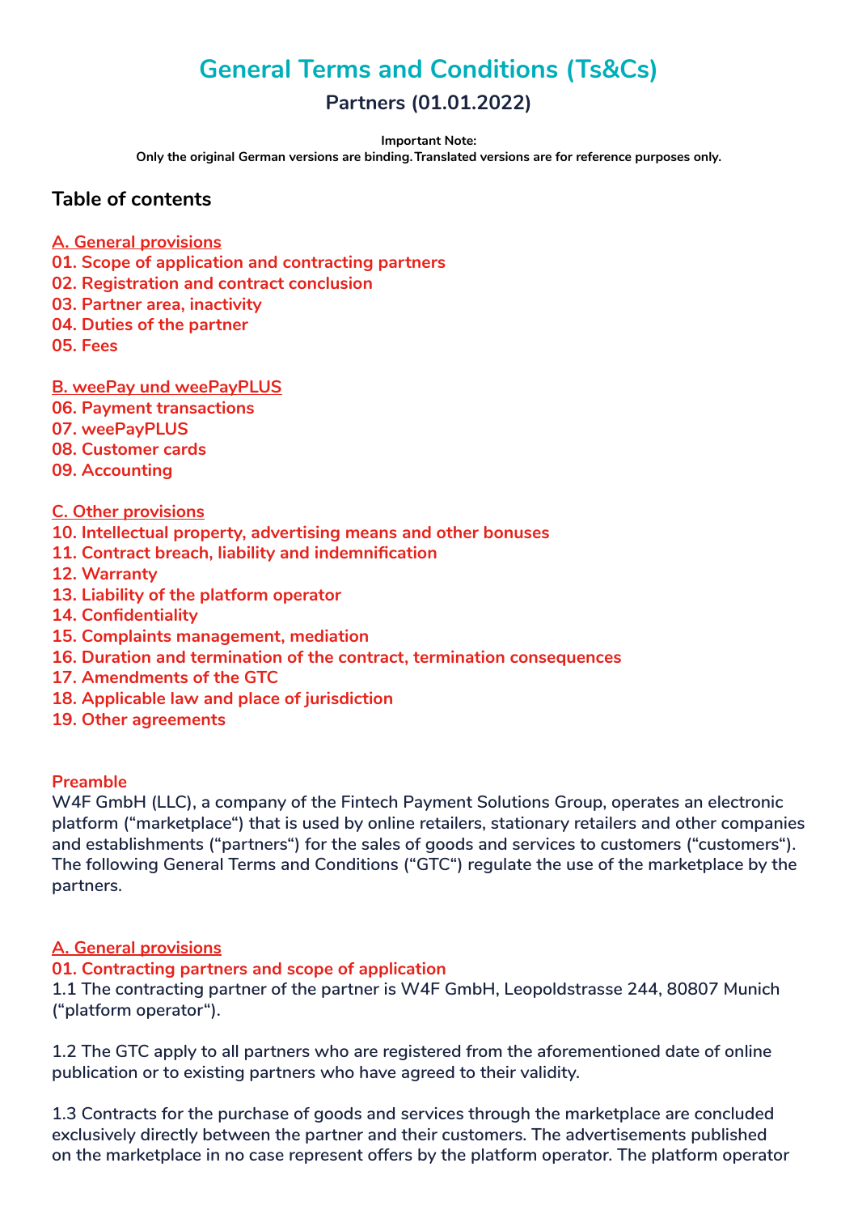# General Terms and Conditions (Ts&Cs)

## Partners (01.01.2022)

**Important Note:**
**Only the original German versions are binding. Translated versions are for reference purposes only.**

## Table of contents

**A. General provisions**
**01. Scope of application and contracting partners**
**02. Registration and contract conclusion**
**03. Partner area, inactivity**
**04. Duties of the partner**
**05. Fees**

**B. weePay und weePayPLUS**
**06. Payment transactions**
**07. weePayPLUS**
**08. Customer cards**
**09. Accounting**

**C. Other provisions**
**10. Intellectual property, advertising means and other bonuses**
**11. Contract breach, liability and indemnification**
**12. Warranty**
**13. Liability of the platform operator**
**14. Confidentiality**
**15. Complaints management, mediation**
**16. Duration and termination of the contract, termination consequences**
**17. Amendments of the GTC**
**18. Applicable law and place of jurisdiction**
**19. Other agreements**

### Preamble

W4F GmbH (LLC), a company of the Fintech Payment Solutions Group, operates an electronic platform ("marketplace") that is used by online retailers, stationary retailers and other companies and establishments ("partners") for the sales of goods and services to customers ("customers"). The following General Terms and Conditions ("GTC") regulate the use of the marketplace by the partners.

## A. General provisions

### 01. Contracting partners and scope of application

1.1 The contracting partner of the partner is W4F GmbH, Leopoldstrasse 244, 80807 Munich ("platform operator").

1.2 The GTC apply to all partners who are registered from the aforementioned date of online publication or to existing partners who have agreed to their validity.

1.3 Contracts for the purchase of goods and services through the marketplace are concluded exclusively directly between the partner and their customers. The advertisements published on the marketplace in no case represent offers by the platform operator. The platform operator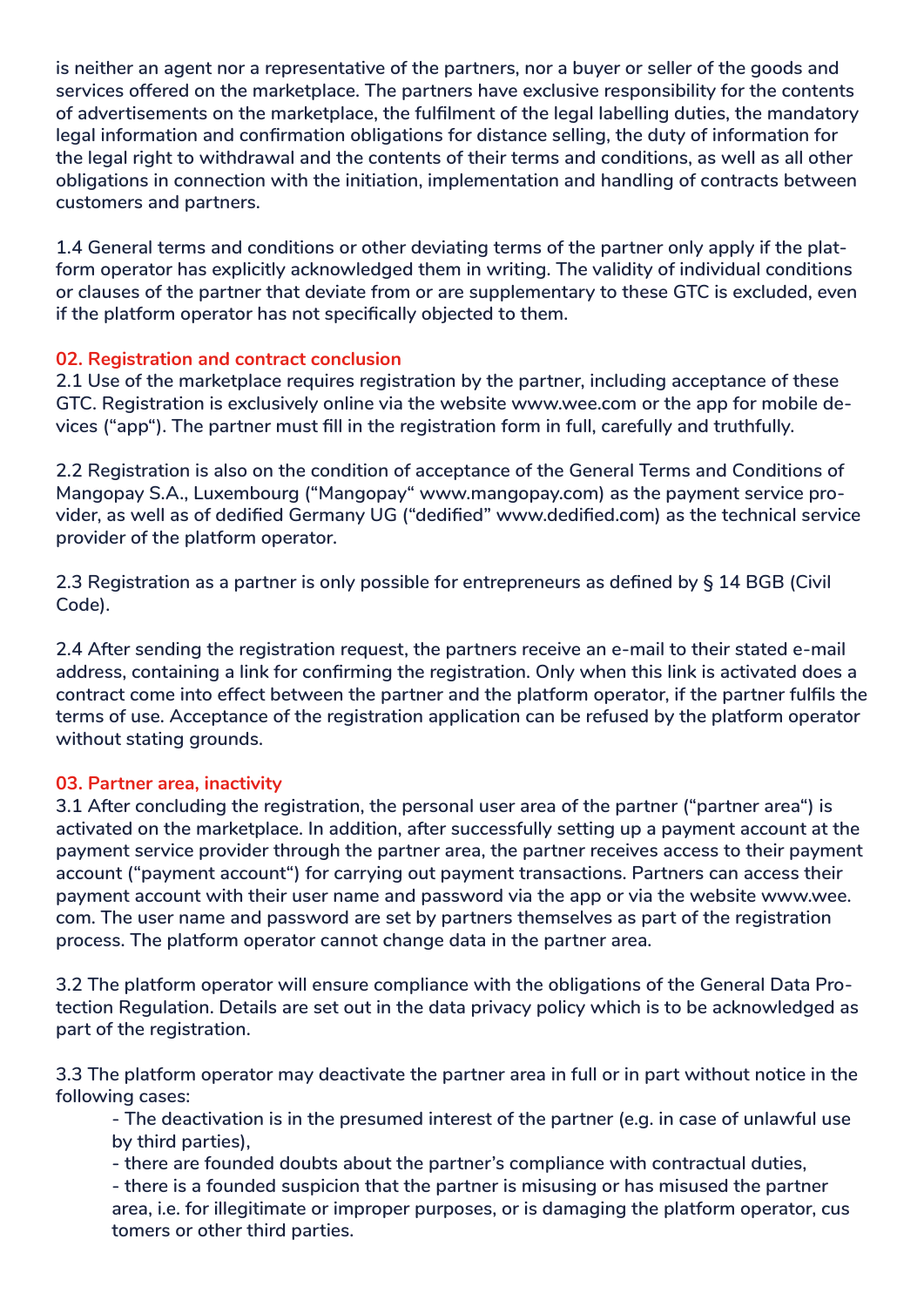is neither an agent nor a representative of the partners, nor a buyer or seller of the goods and services offered on the marketplace. The partners have exclusive responsibility for the contents of advertisements on the marketplace, the fulfilment of the legal labelling duties, the mandatory legal information and confirmation obligations for distance selling, the duty of information for the legal right to withdrawal and the contents of their terms and conditions, as well as all other obligations in connection with the initiation, implementation and handling of contracts between customers and partners.

1.4 General terms and conditions or other deviating terms of the partner only apply if the platform operator has explicitly acknowledged them in writing. The validity of individual conditions or clauses of the partner that deviate from or are supplementary to these GTC is excluded, even if the platform operator has not specifically objected to them.

## 02. Registration and contract conclusion

2.1 Use of the marketplace requires registration by the partner, including acceptance of these GTC. Registration is exclusively online via the website www.wee.com or the app for mobile devices ("app"). The partner must fill in the registration form in full, carefully and truthfully.

2.2 Registration is also on the condition of acceptance of the General Terms and Conditions of Mangopay S.A., Luxembourg ("Mangopay" www.mangopay.com) as the payment service provider, as well as of dedified Germany UG ("dedified" www.dedified.com) as the technical service provider of the platform operator.

2.3 Registration as a partner is only possible for entrepreneurs as defined by § 14 BGB (Civil Code).

2.4 After sending the registration request, the partners receive an e-mail to their stated e-mail address, containing a link for confirming the registration. Only when this link is activated does a contract come into effect between the partner and the platform operator, if the partner fulfils the terms of use. Acceptance of the registration application can be refused by the platform operator without stating grounds.

## 03. Partner area, inactivity

3.1 After concluding the registration, the personal user area of the partner ("partner area") is activated on the marketplace. In addition, after successfully setting up a payment account at the payment service provider through the partner area, the partner receives access to their payment account ("payment account") for carrying out payment transactions. Partners can access their payment account with their user name and password via the app or via the website www.wee.com. The user name and password are set by partners themselves as part of the registration process. The platform operator cannot change data in the partner area.

3.2 The platform operator will ensure compliance with the obligations of the General Data Protection Regulation. Details are set out in the data privacy policy which is to be acknowledged as part of the registration.

3.3 The platform operator may deactivate the partner area in full or in part without notice in the following cases:

- The deactivation is in the presumed interest of the partner (e.g. in case of unlawful use by third parties),
- there are founded doubts about the partner's compliance with contractual duties,
- there is a founded suspicion that the partner is misusing or has misused the partner area, i.e. for illegitimate or improper purposes, or is damaging the platform operator, customers or other third parties.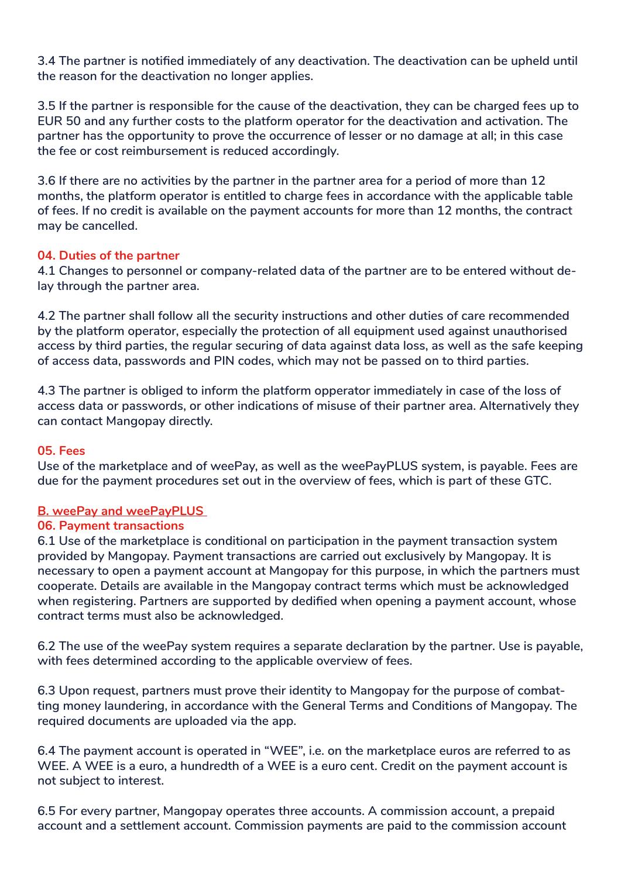3.4 The partner is notified immediately of any deactivation. The deactivation can be upheld until the reason for the deactivation no longer applies.

3.5 If the partner is responsible for the cause of the deactivation, they can be charged fees up to EUR 50 and any further costs to the platform operator for the deactivation and activation. The partner has the opportunity to prove the occurrence of lesser or no damage at all; in this case the fee or cost reimbursement is reduced accordingly.

3.6 If there are no activities by the partner in the partner area for a period of more than 12 months, the platform operator is entitled to charge fees in accordance with the applicable table of fees. If no credit is available on the payment accounts for more than 12 months, the contract may be cancelled.

### 04. Duties of the partner

4.1 Changes to personnel or company-related data of the partner are to be entered without delay through the partner area.

4.2 The partner shall follow all the security instructions and other duties of care recommended by the platform operator, especially the protection of all equipment used against unauthorised access by third parties, the regular securing of data against data loss, as well as the safe keeping of access data, passwords and PIN codes, which may not be passed on to third parties.

4.3 The partner is obliged to inform the platform opperator immediately in case of the loss of access data or passwords, or other indications of misuse of their partner area. Alternatively they can contact Mangopay directly.

### 05. Fees

Use of the marketplace and of weePay, as well as the weePayPLUS system, is payable. Fees are due for the payment procedures set out in the overview of fees, which is part of these GTC.

## B. weePay and weePayPLUS

### 06. Payment transactions

6.1 Use of the marketplace is conditional on participation in the payment transaction system provided by Mangopay. Payment transactions are carried out exclusively by Mangopay. It is necessary to open a payment account at Mangopay for this purpose, in which the partners must cooperate. Details are available in the Mangopay contract terms which must be acknowledged when registering. Partners are supported by dedified when opening a payment account, whose contract terms must also be acknowledged.

6.2 The use of the weePay system requires a separate declaration by the partner. Use is payable, with fees determined according to the applicable overview of fees.

6.3 Upon request, partners must prove their identity to Mangopay for the purpose of combatting money laundering, in accordance with the General Terms and Conditions of Mangopay. The required documents are uploaded via the app.

6.4 The payment account is operated in “WEE”, i.e. on the marketplace euros are referred to as WEE. A WEE is a euro, a hundredth of a WEE is a euro cent. Credit on the payment account is not subject to interest.

6.5 For every partner, Mangopay operates three accounts. A commission account, a prepaid account and a settlement account. Commission payments are paid to the commission account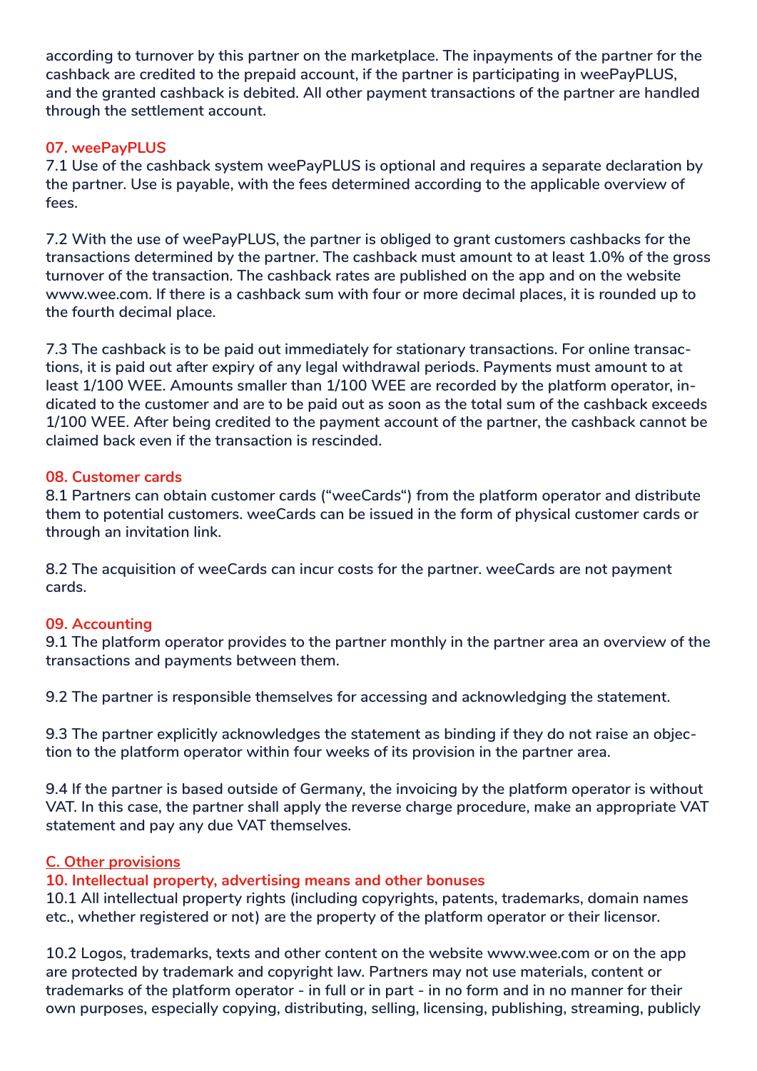according to turnover by this partner on the marketplace. The inpayments of the partner for the cashback are credited to the prepaid account, if the partner is participating in weePayPLUS, and the granted cashback is debited. All other payment transactions of the partner are handled through the settlement account.

### 07. weePayPLUS

7.1 Use of the cashback system weePayPLUS is optional and requires a separate declaration by the partner. Use is payable, with the fees determined according to the applicable overview of fees.

7.2 With the use of weePayPLUS, the partner is obliged to grant customers cashbacks for the transactions determined by the partner. The cashback must amount to at least 1.0% of the gross turnover of the transaction. The cashback rates are published on the app and on the website www.wee.com. If there is a cashback sum with four or more decimal places, it is rounded up to the fourth decimal place.

7.3 The cashback is to be paid out immediately for stationary transactions. For online transactions, it is paid out after expiry of any legal withdrawal periods. Payments must amount to at least 1/100 WEE. Amounts smaller than 1/100 WEE are recorded by the platform operator, indicated to the customer and are to be paid out as soon as the total sum of the cashback exceeds 1/100 WEE. After being credited to the payment account of the partner, the cashback cannot be claimed back even if the transaction is rescinded.

### 08. Customer cards

8.1 Partners can obtain customer cards (“weeCards“) from the platform operator and distribute them to potential customers. weeCards can be issued in the form of physical customer cards or through an invitation link.

8.2 The acquisition of weeCards can incur costs for the partner. weeCards are not payment cards.

### 09. Accounting

9.1 The platform operator provides to the partner monthly in the partner area an overview of the transactions and payments between them.

9.2 The partner is responsible themselves for accessing and acknowledging the statement.

9.3 The partner explicitly acknowledges the statement as binding if they do not raise an objection to the platform operator within four weeks of its provision in the partner area.

9.4 If the partner is based outside of Germany, the invoicing by the platform operator is without VAT. In this case, the partner shall apply the reverse charge procedure, make an appropriate VAT statement and pay any due VAT themselves.

## C. Other provisions

### 10. Intellectual property, advertising means and other bonuses

10.1 All intellectual property rights (including copyrights, patents, trademarks, domain names etc., whether registered or not) are the property of the platform operator or their licensor.

10.2 Logos, trademarks, texts and other content on the website www.wee.com or on the app are protected by trademark and copyright law. Partners may not use materials, content or trademarks of the platform operator - in full or in part - in no form and in no manner for their own purposes, especially copying, distributing, selling, licensing, publishing, streaming, publicly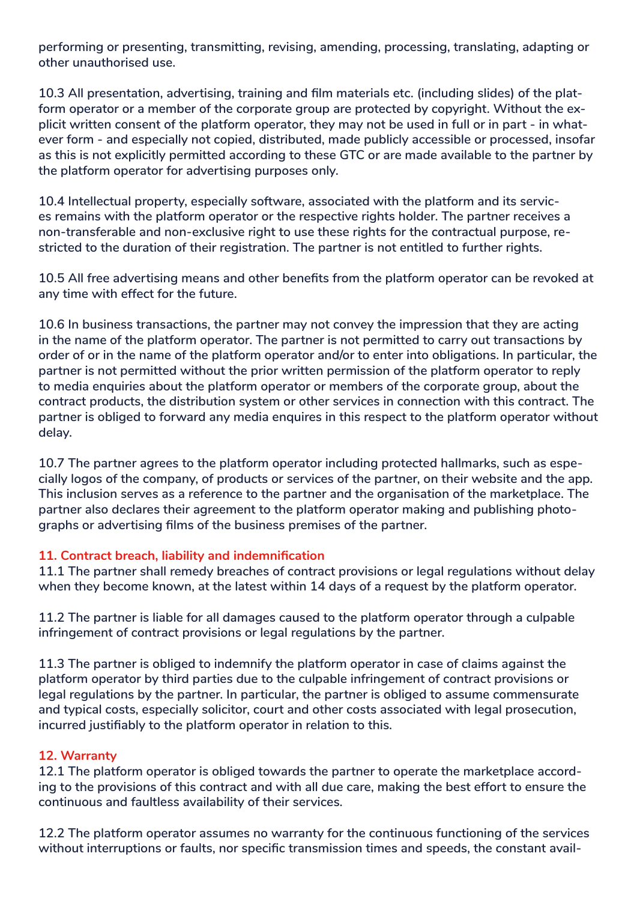performing or presenting, transmitting, revising, amending, processing, translating, adapting or other unauthorised use.

10.3 All presentation, advertising, training and film materials etc. (including slides) of the platform operator or a member of the corporate group are protected by copyright. Without the explicit written consent of the platform operator, they may not be used in full or in part - in whatever form - and especially not copied, distributed, made publicly accessible or processed, insofar as this is not explicitly permitted according to these GTC or are made available to the partner by the platform operator for advertising purposes only.

10.4 Intellectual property, especially software, associated with the platform and its services remains with the platform operator or the respective rights holder. The partner receives a non-transferable and non-exclusive right to use these rights for the contractual purpose, restricted to the duration of their registration. The partner is not entitled to further rights.

10.5 All free advertising means and other benefits from the platform operator can be revoked at any time with effect for the future.

10.6 In business transactions, the partner may not convey the impression that they are acting in the name of the platform operator. The partner is not permitted to carry out transactions by order of or in the name of the platform operator and/or to enter into obligations. In particular, the partner is not permitted without the prior written permission of the platform operator to reply to media enquiries about the platform operator or members of the corporate group, about the contract products, the distribution system or other services in connection with this contract. The partner is obliged to forward any media enquires in this respect to the platform operator without delay.

10.7 The partner agrees to the platform operator including protected hallmarks, such as especially logos of the company, of products or services of the partner, on their website and the app. This inclusion serves as a reference to the partner and the organisation of the marketplace. The partner also declares their agreement to the platform operator making and publishing photographs or advertising films of the business premises of the partner.

## 11. Contract breach, liability and indemnification

11.1 The partner shall remedy breaches of contract provisions or legal regulations without delay when they become known, at the latest within 14 days of a request by the platform operator.

11.2 The partner is liable for all damages caused to the platform operator through a culpable infringement of contract provisions or legal regulations by the partner.

11.3 The partner is obliged to indemnify the platform operator in case of claims against the platform operator by third parties due to the culpable infringement of contract provisions or legal regulations by the partner. In particular, the partner is obliged to assume commensurate and typical costs, especially solicitor, court and other costs associated with legal prosecution, incurred justifiably to the platform operator in relation to this.

## 12. Warranty

12.1 The platform operator is obliged towards the partner to operate the marketplace according to the provisions of this contract and with all due care, making the best effort to ensure the continuous and faultless availability of their services.

12.2 The platform operator assumes no warranty for the continuous functioning of the services without interruptions or faults, nor specific transmission times and speeds, the constant avail-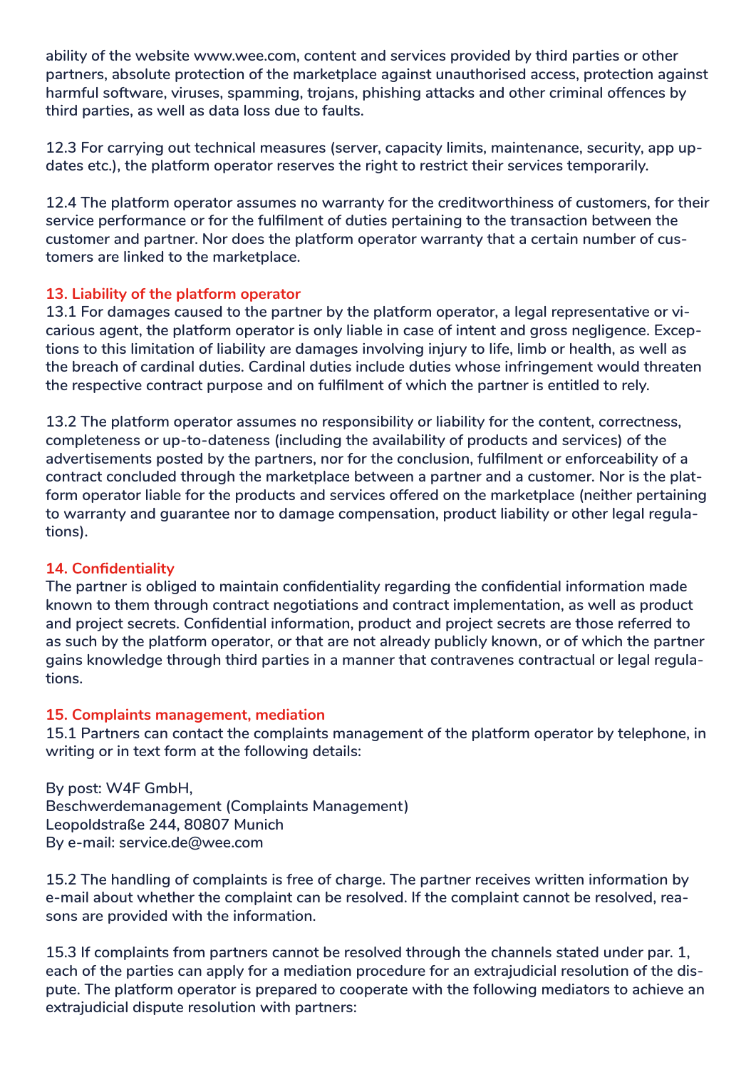ability of the website www.wee.com, content and services provided by third parties or other partners, absolute protection of the marketplace against unauthorised access, protection against harmful software, viruses, spamming, trojans, phishing attacks and other criminal offences by third parties, as well as data loss due to faults.

12.3 For carrying out technical measures (server, capacity limits, maintenance, security, app updates etc.), the platform operator reserves the right to restrict their services temporarily.

12.4 The platform operator assumes no warranty for the creditworthiness of customers, for their service performance or for the fulfilment of duties pertaining to the transaction between the customer and partner. Nor does the platform operator warranty that a certain number of customers are linked to the marketplace.

## 13. Liability of the platform operator

13.1 For damages caused to the partner by the platform operator, a legal representative or vicarious agent, the platform operator is only liable in case of intent and gross negligence. Exceptions to this limitation of liability are damages involving injury to life, limb or health, as well as the breach of cardinal duties. Cardinal duties include duties whose infringement would threaten the respective contract purpose and on fulfilment of which the partner is entitled to rely.

13.2 The platform operator assumes no responsibility or liability for the content, correctness, completeness or up-to-dateness (including the availability of products and services) of the advertisements posted by the partners, nor for the conclusion, fulfilment or enforceability of a contract concluded through the marketplace between a partner and a customer. Nor is the platform operator liable for the products and services offered on the marketplace (neither pertaining to warranty and guarantee nor to damage compensation, product liability or other legal regulations).

## 14. Confidentiality

The partner is obliged to maintain confidentiality regarding the confidential information made known to them through contract negotiations and contract implementation, as well as product and project secrets. Confidential information, product and project secrets are those referred to as such by the platform operator, or that are not already publicly known, or of which the partner gains knowledge through third parties in a manner that contravenes contractual or legal regulations.

## 15. Complaints management, mediation

15.1 Partners can contact the complaints management of the platform operator by telephone, in writing or in text form at the following details:

By post: W4F GmbH,
Beschwerdemanagement (Complaints Management)
Leopoldstraße 244, 80807 Munich
By e-mail: service.de@wee.com

15.2 The handling of complaints is free of charge. The partner receives written information by e-mail about whether the complaint can be resolved. If the complaint cannot be resolved, reasons are provided with the information.

15.3 If complaints from partners cannot be resolved through the channels stated under par. 1, each of the parties can apply for a mediation procedure for an extrajudicial resolution of the dispute. The platform operator is prepared to cooperate with the following mediators to achieve an extrajudicial dispute resolution with partners: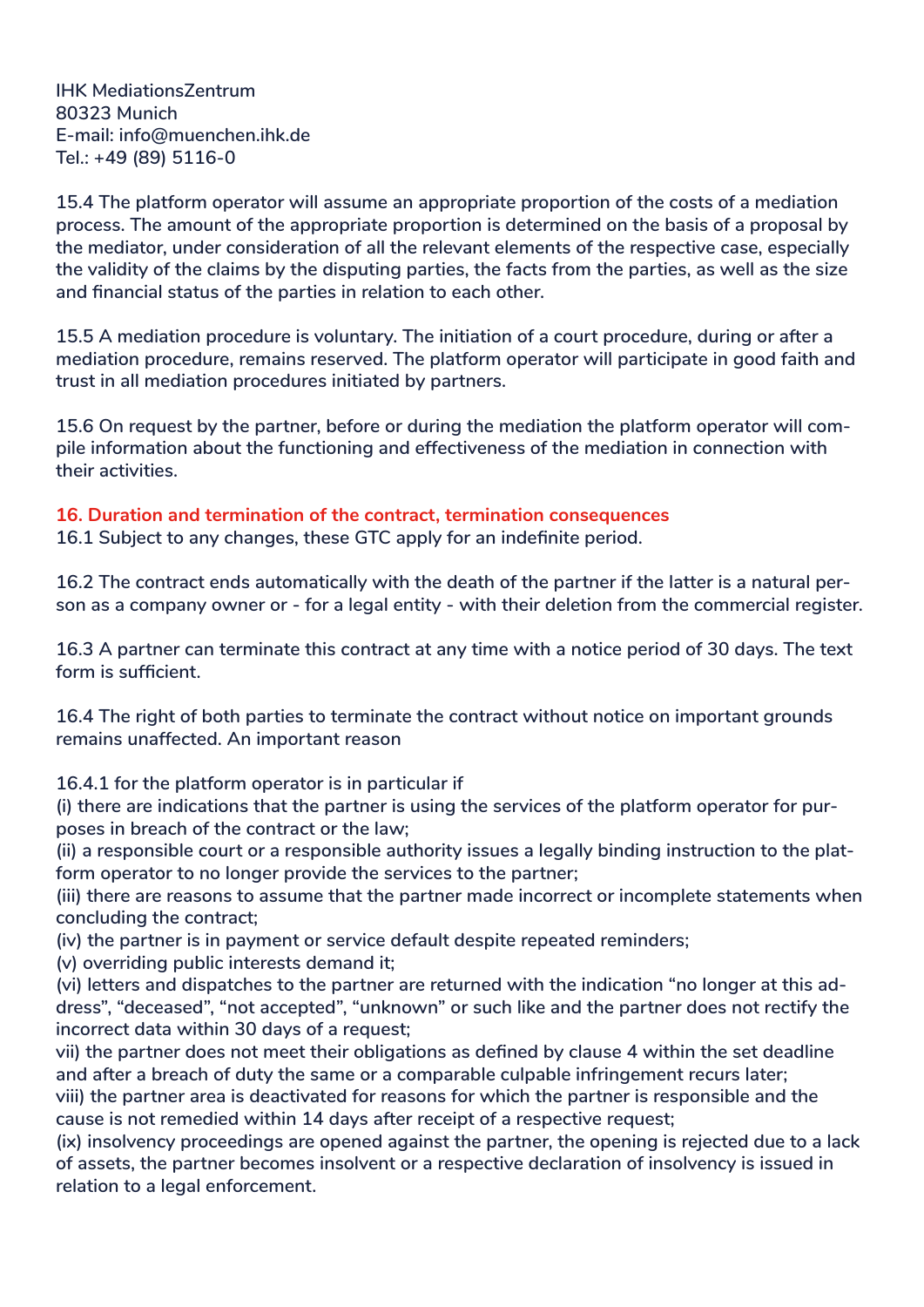IHK MediationsZentrum
80323 Munich
E-mail: info@muenchen.ihk.de
Tel.: +49 (89) 5116-0

15.4 The platform operator will assume an appropriate proportion of the costs of a mediation process. The amount of the appropriate proportion is determined on the basis of a proposal by the mediator, under consideration of all the relevant elements of the respective case, especially the validity of the claims by the disputing parties, the facts from the parties, as well as the size and financial status of the parties in relation to each other.

15.5 A mediation procedure is voluntary. The initiation of a court procedure, during or after a mediation procedure, remains reserved. The platform operator will participate in good faith and trust in all mediation procedures initiated by partners.

15.6 On request by the partner, before or during the mediation the platform operator will compile information about the functioning and effectiveness of the mediation in connection with their activities.

## 16. Duration and termination of the contract, termination consequences

16.1 Subject to any changes, these GTC apply for an indefinite period.

16.2 The contract ends automatically with the death of the partner if the latter is a natural person as a company owner or - for a legal entity - with their deletion from the commercial register.

16.3 A partner can terminate this contract at any time with a notice period of 30 days. The text form is sufficient.

16.4 The right of both parties to terminate the contract without notice on important grounds remains unaffected. An important reason

16.4.1 for the platform operator is in particular if
(i) there are indications that the partner is using the services of the platform operator for purposes in breach of the contract or the law;
(ii) a responsible court or a responsible authority issues a legally binding instruction to the platform operator to no longer provide the services to the partner;
(iii) there are reasons to assume that the partner made incorrect or incomplete statements when concluding the contract;
(iv) the partner is in payment or service default despite repeated reminders;
(v) overriding public interests demand it;
(vi) letters and dispatches to the partner are returned with the indication "no longer at this address", "deceased", "not accepted", "unknown" or such like and the partner does not rectify the incorrect data within 30 days of a request;
vii) the partner does not meet their obligations as defined by clause 4 within the set deadline and after a breach of duty the same or a comparable culpable infringement recurs later;
viii) the partner area is deactivated for reasons for which the partner is responsible and the cause is not remedied within 14 days after receipt of a respective request;
(ix) insolvency proceedings are opened against the partner, the opening is rejected due to a lack of assets, the partner becomes insolvent or a respective declaration of insolvency is issued in relation to a legal enforcement.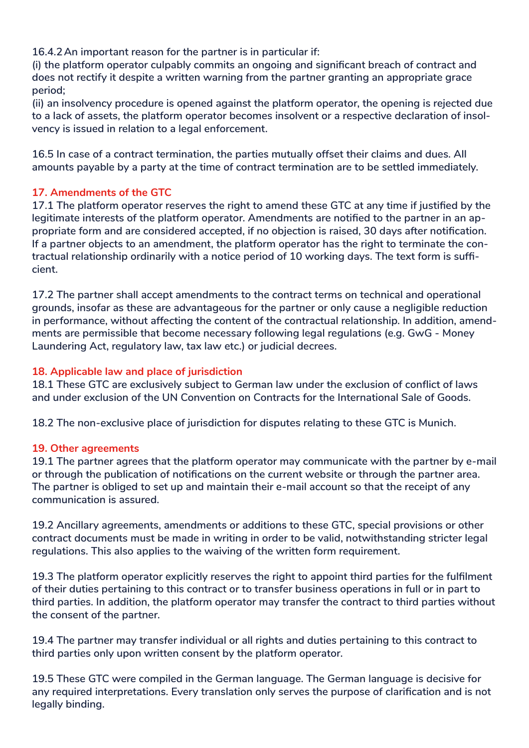16.4.2 An important reason for the partner is in particular if:
(i) the platform operator culpably commits an ongoing and significant breach of contract and does not rectify it despite a written warning from the partner granting an appropriate grace period;
(ii) an insolvency procedure is opened against the platform operator, the opening is rejected due to a lack of assets, the platform operator becomes insolvent or a respective declaration of insolvency is issued in relation to a legal enforcement.

16.5 In case of a contract termination, the parties mutually offset their claims and dues. All amounts payable by a party at the time of contract termination are to be settled immediately.

## 17. Amendments of the GTC

17.1 The platform operator reserves the right to amend these GTC at any time if justified by the legitimate interests of the platform operator. Amendments are notified to the partner in an appropriate form and are considered accepted, if no objection is raised, 30 days after notification. If a partner objects to an amendment, the platform operator has the right to terminate the contractual relationship ordinarily with a notice period of 10 working days. The text form is sufficient.

17.2 The partner shall accept amendments to the contract terms on technical and operational grounds, insofar as these are advantageous for the partner or only cause a negligible reduction in performance, without affecting the content of the contractual relationship. In addition, amendments are permissible that become necessary following legal regulations (e.g. GwG - Money Laundering Act, regulatory law, tax law etc.) or judicial decrees.

## 18. Applicable law and place of jurisdiction

18.1 These GTC are exclusively subject to German law under the exclusion of conflict of laws and under exclusion of the UN Convention on Contracts for the International Sale of Goods.

18.2 The non-exclusive place of jurisdiction for disputes relating to these GTC is Munich.

## 19. Other agreements

19.1 The partner agrees that the platform operator may communicate with the partner by e-mail or through the publication of notifications on the current website or through the partner area. The partner is obliged to set up and maintain their e-mail account so that the receipt of any communication is assured.

19.2 Ancillary agreements, amendments or additions to these GTC, special provisions or other contract documents must be made in writing in order to be valid, notwithstanding stricter legal regulations. This also applies to the waiving of the written form requirement.

19.3 The platform operator explicitly reserves the right to appoint third parties for the fulfilment of their duties pertaining to this contract or to transfer business operations in full or in part to third parties. In addition, the platform operator may transfer the contract to third parties without the consent of the partner.

19.4 The partner may transfer individual or all rights and duties pertaining to this contract to third parties only upon written consent by the platform operator.

19.5 These GTC were compiled in the German language. The German language is decisive for any required interpretations. Every translation only serves the purpose of clarification and is not legally binding.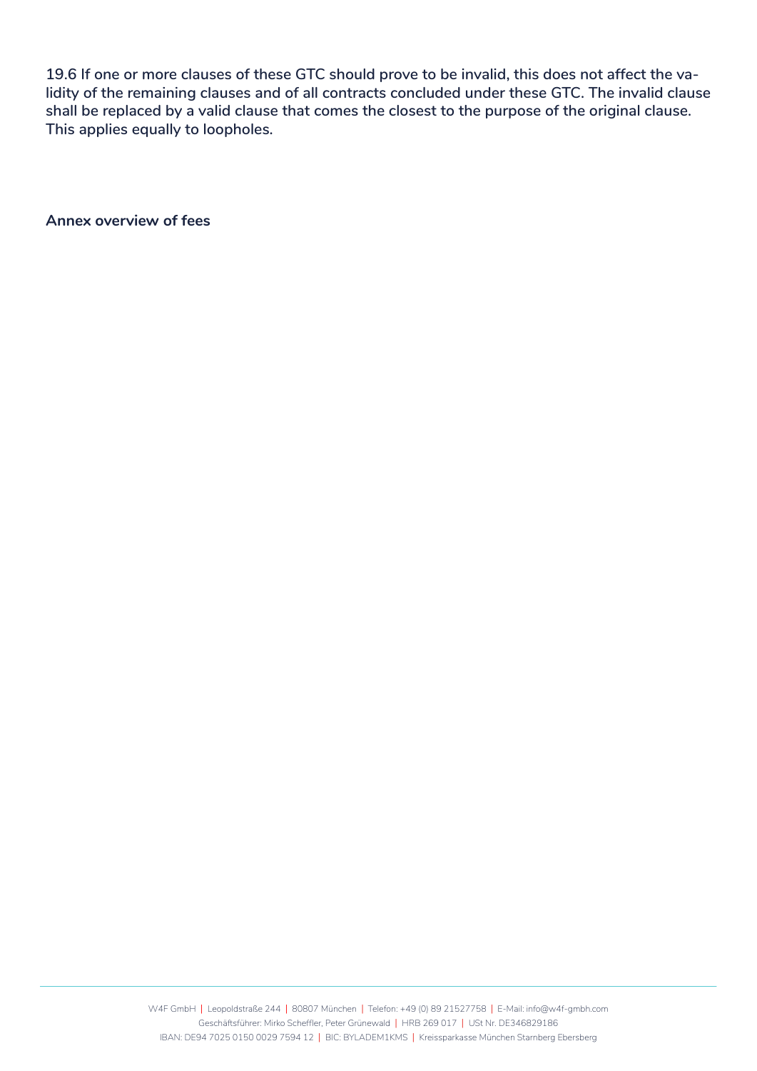**19.6 If one or more clauses of these GTC should prove to be invalid, this does not affect the validity of the remaining clauses and of all contracts concluded under these GTC. The invalid clause shall be replaced by a valid clause that comes the closest to the purpose of the original clause. This applies equally to loopholes.**

**Annex overview of fees**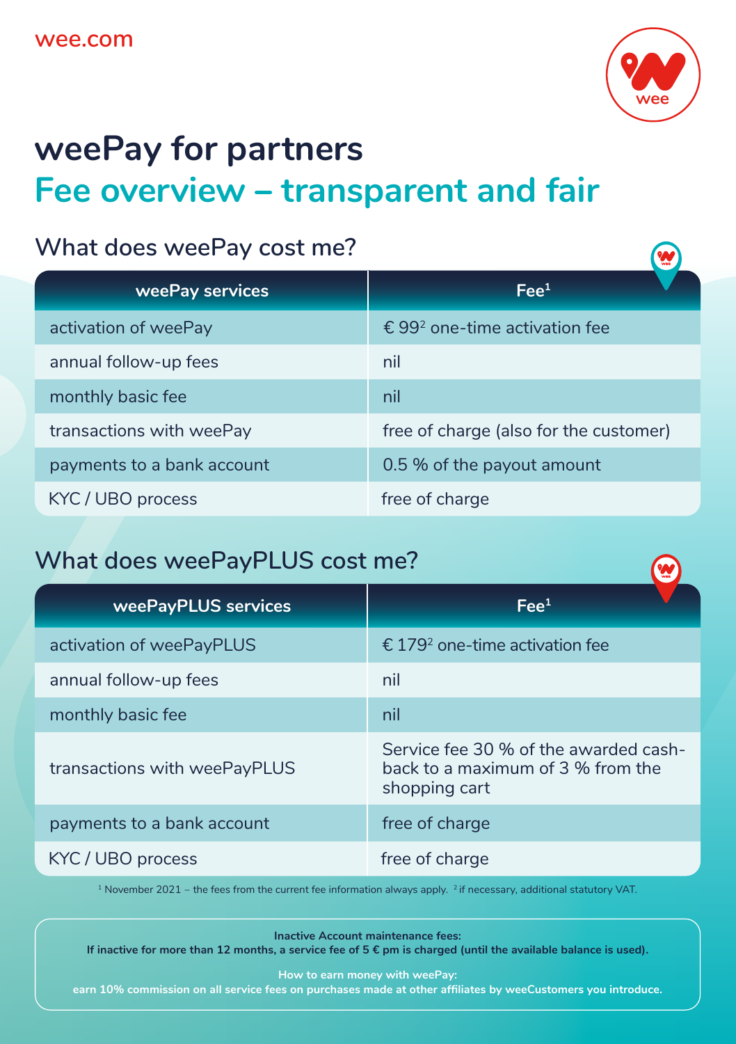wee.com

# weePay for partners

## Fee overview – transparent and fair

### What does weePay cost me?

| weePay services | Fee[1] |
| --- | --- |
| activation of weePay | € 99[2] one-time activation fee |
| annual follow-up fees | nil |
| monthly basic fee | nil |
| transactions with weePay | free of charge (also for the customer) |
| payments to a bank account | 0.5 % of the payout amount |
| KYC / UBO process | free of charge |

### What does weePayPLUS cost me?

| weePayPLUS services | Fee[1] |
| --- | --- |
| activation of weePayPLUS | € 179[2] one-time activation fee |
| annual follow-up fees | nil |
| monthly basic fee | nil |
| transactions with weePayPLUS | Service fee 30 % of the awarded cash-back to a maximum of 3 % from the shopping cart |
| payments to a bank account | free of charge |
| KYC / UBO process | free of charge |

[1] November 2021 – the fees from the current fee information always apply. [2] if necessary, additional statutory VAT.

**Inactive Account maintenance fees:**
**If inactive for more than 12 months, a service fee of 5 € pm is charged (until the available balance is used).**

**How to earn money with weePay:**
**earn 10% commission on all service fees on purchases made at other affiliates by weeCustomers you introduce.**